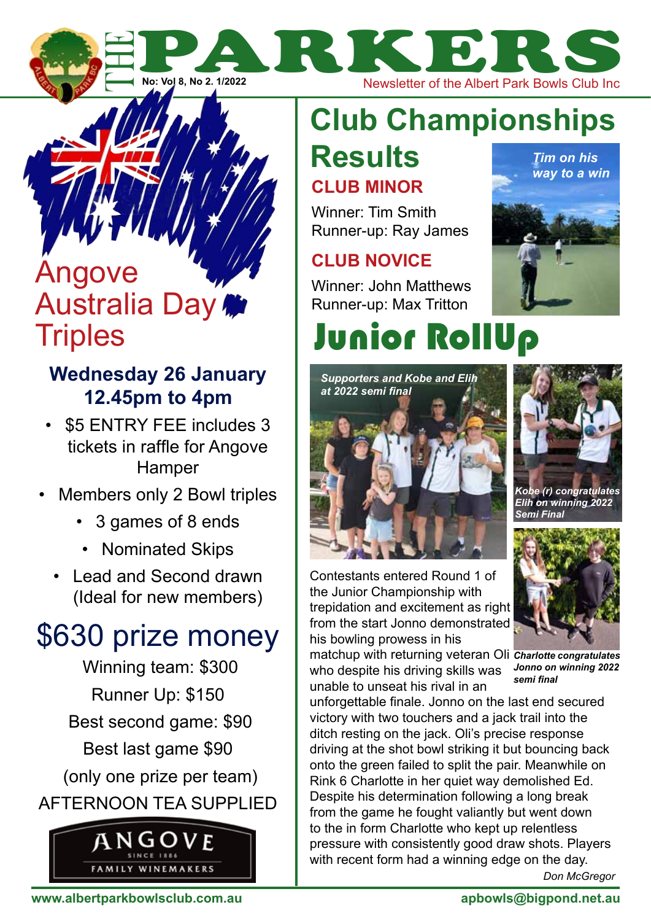# THE PARKERS

No: Vol 8, No 2. 1/2022

Newsletter of the Albert Park Bowls Club Inc

## Angove Australia Day Triples

### Wednesday 26 January 12.45pm to 4pm

- $5 ENTRY FEE includes 3 tickets in raffle for Angove Hamper
- Members only 2 Bowl triples
  - 3 games of 8 ends
  - Nominated Skips
- Lead and Second drawn (Ideal for new members)

## $630 prize money

Winning team: $300

Runner Up: $150

Best second game: $90

Best last game $90

(only one prize per team)

AFTERNOON TEA SUPPLIED

ANGOVE SINCE 1886 FAMILY WINEMAKERS

# Club Championships Results

### CLUB MINOR

Winner: Tim Smith
Runner-up: Ray James

*Tim on his way to a win*

### CLUB NOVICE

Winner: John Matthews
Runner-up: Max Tritton

# Junior RollUp

*Supporters and Kobe and Elih at 2022 semi final*

*Kobe (r) congratulates Elih on winning 2022 Semi Final*

*Charlotte congratulates Jonno on winning 2022 semi final*

Contestants entered Round 1 of the Junior Championship with trepidation and excitement as right from the start Jonno demonstrated his bowling prowess in his matchup with returning veteran Oli who despite his driving skills was unable to unseat his rival in an unforgettable finale. Jonno on the last end secured victory with two touchers and a jack trail into the ditch resting on the jack. Oli's precise response driving at the shot bowl striking it but bouncing back onto the green failed to split the pair. Meanwhile on Rink 6 Charlotte in her quiet way demolished Ed. Despite his determination following a long break from the game he fought valiantly but went down to the in form Charlotte who kept up relentless pressure with consistently good draw shots. Players with recent form had a winning edge on the day.

*Don McGregor*

www.albertparkbowlsclub.com.au apbowls@bigpond.net.au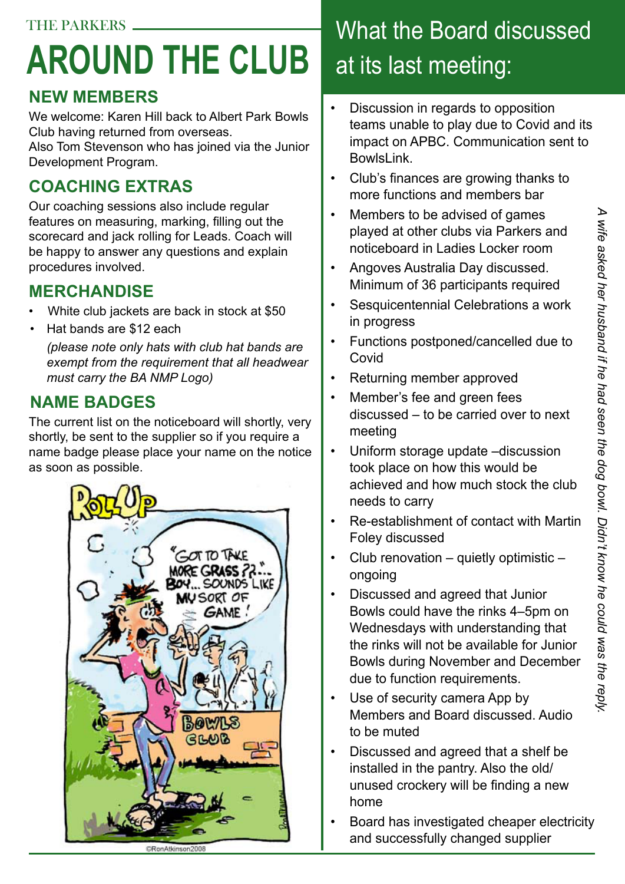# AROUND THE CLUB

## NEW MEMBERS

We welcome: Karen Hill back to Albert Park Bowls Club having returned from overseas.
Also Tom Stevenson who has joined via the Junior Development Program.

## COACHING EXTRAS

Our coaching sessions also include regular features on measuring, marking, filling out the scorecard and jack rolling for Leads. Coach will be happy to answer any questions and explain procedures involved.

## MERCHANDISE

- White club jackets are back in stock at $50
- Hat bands are $12 each

  *(please note only hats with club hat bands are exempt from the requirement that all headwear must carry the BA NMP Logo)*

## NAME BADGES

The current list on the noticeboard will shortly, very shortly, be sent to the supplier so if you require a name badge please place your name on the notice as soon as possible.

©RonAtkinson2008

## What the Board discussed at its last meeting:

- Discussion in regards to opposition teams unable to play due to Covid and its impact on APBC. Communication sent to BowlsLink.
- Club's finances are growing thanks to more functions and members bar
- Members to be advised of games played at other clubs via Parkers and noticeboard in Ladies Locker room
- Angoves Australia Day discussed. Minimum of 36 participants required
- Sesquicentennial Celebrations a work in progress
- Functions postponed/cancelled due to Covid
- Returning member approved
- Member's fee and green fees discussed – to be carried over to next meeting
- Uniform storage update –discussion took place on how this would be achieved and how much stock the club needs to carry
- Re-establishment of contact with Martin Foley discussed
- Club renovation – quietly optimistic – ongoing
- Discussed and agreed that Junior Bowls could have the rinks 4–5pm on Wednesdays with understanding that the rinks will not be available for Junior Bowls during November and December due to function requirements.
- Use of security camera App by Members and Board discussed. Audio to be muted
- Discussed and agreed that a shelf be installed in the pantry. Also the old/unused crockery will be finding a new home
- Board has investigated cheaper electricity and successfully changed supplier

*A wife asked her husband if he had seen the dog bowl. Didn't know he could was the reply.*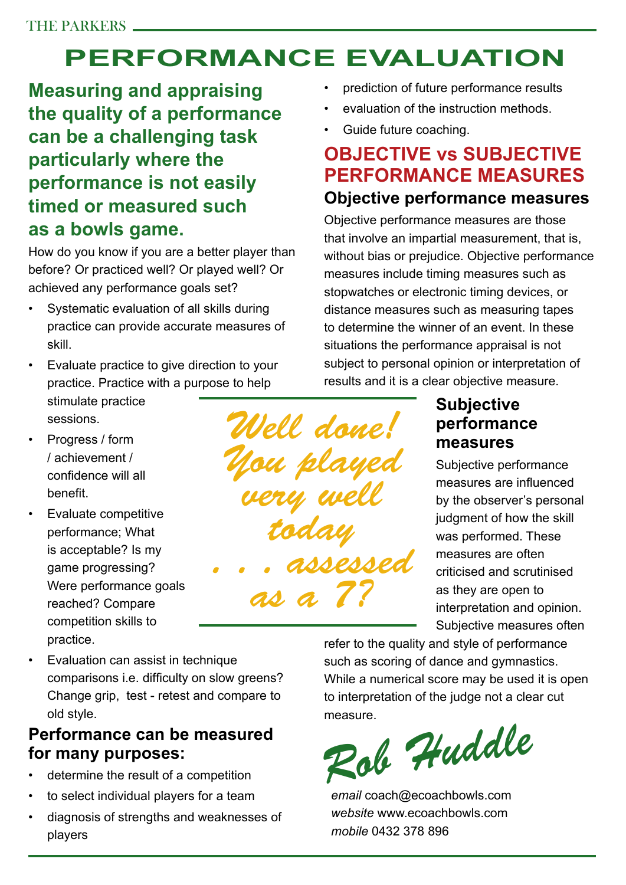# PERFORMANCE EVALUATION

**Measuring and appraising the quality of a performance can be a challenging task particularly where the performance is not easily timed or measured such as a bowls game.**

How do you know if you are a better player than before? Or practiced well? Or played well? Or achieved any performance goals set?

- Systematic evaluation of all skills during practice can provide accurate measures of skill.
- Evaluate practice to give direction to your practice. Practice with a purpose to help stimulate practice sessions.
- Progress / form / achievement / confidence will all benefit.
- Evaluate competitive performance; What is acceptable? Is my game progressing? Were performance goals reached? Compare competition skills to practice.
- Evaluation can assist in technique comparisons i.e. difficulty on slow greens? Change grip, test - retest and compare to old style.

### Performance can be measured for many purposes:

- determine the result of a competition
- to select individual players for a team
- diagnosis of strengths and weaknesses of players
- prediction of future performance results
- evaluation of the instruction methods.
- Guide future coaching.

*Well done! You played very well today . . . assessed as a 7?*

## OBJECTIVE vs SUBJECTIVE PERFORMANCE MEASURES

### Objective performance measures

Objective performance measures are those that involve an impartial measurement, that is, without bias or prejudice. Objective performance measures include timing measures such as stopwatches or electronic timing devices, or distance measures such as measuring tapes to determine the winner of an event. In these situations the performance appraisal is not subject to personal opinion or interpretation of results and it is a clear objective measure.

### Subjective performance measures

Subjective performance measures are influenced by the observer's personal judgment of how the skill was performed. These measures are often criticised and scrutinised as they are open to interpretation and opinion. Subjective measures often refer to the quality and style of performance such as scoring of dance and gymnastics. While a numerical score may be used it is open to interpretation of the judge not a clear cut measure.

*Rob Huddle*

*email* coach@ecoachbowls.com
*website* www.ecoachbowls.com
*mobile* 0432 378 896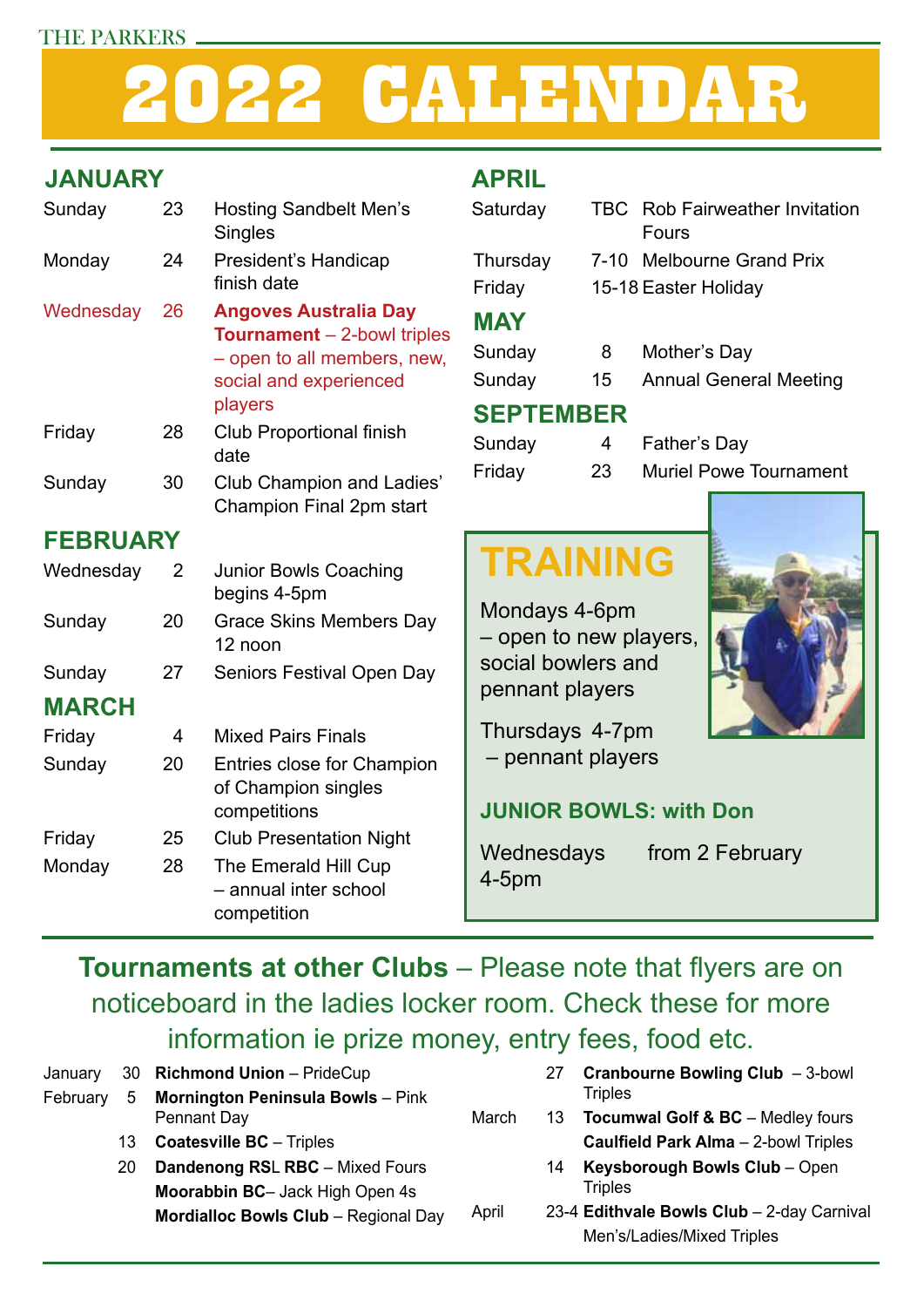THE PARKERS

# 2022 CALENDAR

## JANUARY

| | | |
|---|---|---|
| Sunday | 23 | Hosting Sandbelt Men's Singles |
| Monday | 24 | President's Handicap finish date |
| Wednesday | 26 | **Angoves Australia Day Tournament** – 2-bowl triples – open to all members, new, social and experienced players |
| Friday | 28 | Club Proportional finish date |
| Sunday | 30 | Club Champion and Ladies' Champion Final 2pm start |

## FEBRUARY

| | | |
|---|---|---|
| Wednesday | 2 | Junior Bowls Coaching begins 4-5pm |
| Sunday | 20 | Grace Skins Members Day 12 noon |
| Sunday | 27 | Seniors Festival Open Day |

## MARCH

| | | |
|---|---|---|
| Friday | 4 | Mixed Pairs Finals |
| Sunday | 20 | Entries close for Champion of Champion singles competitions |
| Friday | 25 | Club Presentation Night |
| Monday | 28 | The Emerald Hill Cup – annual inter school competition |

## APRIL

| | | |
|---|---|---|
| Saturday | TBC | Rob Fairweather Invitation Fours |
| Thursday | 7-10 | Melbourne Grand Prix |
| Friday | 15-18 | Easter Holiday |

## MAY

| | | |
|---|---|---|
| Sunday | 8 | Mother's Day |
| Sunday | 15 | Annual General Meeting |

## SEPTEMBER

| | | |
|---|---|---|
| Sunday | 4 | Father's Day |
| Friday | 23 | Muriel Powe Tournament |

## TRAINING

Mondays 4-6pm – open to new players, social bowlers and pennant players

Thursdays 4-7pm – pennant players

**JUNIOR BOWLS: with Don**

Wednesdays 4-5pm from 2 February

**Tournaments at other Clubs** – Please note that flyers are on noticeboard in the ladies locker room. Check these for more information ie prize money, entry fees, food etc.

| | | |
|---|---|---|
| January | 30 | **Richmond Union** – PrideCup |
| February | 5 | **Mornington Peninsula Bowls** – Pink Pennant Day |
| | 13 | **Coatesville BC** – Triples |
| | 20 | **Dandenong RSL RBC** – Mixed Fours |
| | | **Moorabbin BC**– Jack High Open 4s |
| | | **Mordialloc Bowls Club** – Regional Day |
| | 27 | **Cranbourne Bowling Club** – 3-bowl Triples |
| March | 13 | **Tocumwal Golf & BC** – Medley fours |
| | | **Caulfield Park Alma** – 2-bowl Triples |
| | 14 | **Keysborough Bowls Club** – Open Triples |
| April | 23-4 | **Edithvale Bowls Club** – 2-day Carnival Men's/Ladies/Mixed Triples |